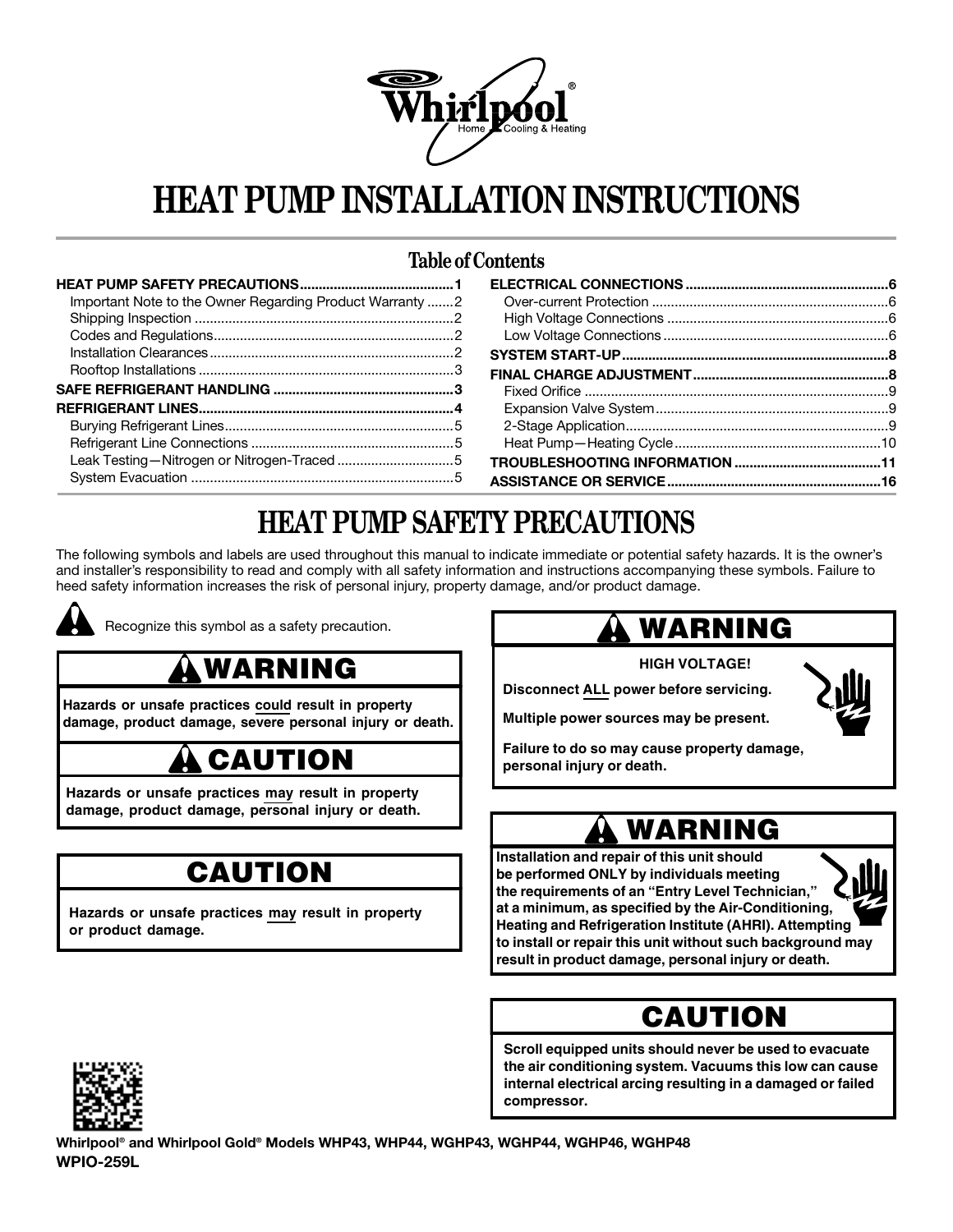Whirlpool® Home Cooling & Heating

# HEAT PUMP INSTALLATION INSTRUCTIONS

## Table of Contents

| | |
|---|---|
| **HEAT PUMP SAFETY PRECAUTIONS** | **1** |
| Important Note to the Owner Regarding Product Warranty | 2 |
| Shipping Inspection | 2 |
| Codes and Regulations | 2 |
| Installation Clearances | 2 |
| Rooftop Installations | 3 |
| **SAFE REFRIGERANT HANDLING** | **3** |
| **REFRIGERANT LINES** | **4** |
| Burying Refrigerant Lines | 5 |
| Refrigerant Line Connections | 5 |
| Leak Testing—Nitrogen or Nitrogen-Traced | 5 |
| System Evacuation | 5 |
| **ELECTRICAL CONNECTIONS** | **6** |
| Over-current Protection | 6 |
| High Voltage Connections | 6 |
| Low Voltage Connections | 6 |
| **SYSTEM START-UP** | **8** |
| **FINAL CHARGE ADJUSTMENT** | **8** |
| Fixed Orifice | 9 |
| Expansion Valve System | 9 |
| 2-Stage Application | 9 |
| Heat Pump—Heating Cycle | 10 |
| **TROUBLESHOOTING INFORMATION** | **11** |
| **ASSISTANCE OR SERVICE** | **16** |

# HEAT PUMP SAFETY PRECAUTIONS

The following symbols and labels are used throughout this manual to indicate immediate or potential safety hazards. It is the owner's and installer's responsibility to read and comply with all safety information and instructions accompanying these symbols. Failure to heed safety information increases the risk of personal injury, property damage, and/or product damage.

Recognize this symbol as a safety precaution.

> **⚠ WARNING**
>
> **Hazards or unsafe practices could result in property damage, product damage, severe personal injury or death.**

> **⚠ CAUTION**
>
> **Hazards or unsafe practices may result in property damage, product damage, personal injury or death.**

> **CAUTION**
>
> **Hazards or unsafe practices may result in property or product damage.**

> **⚠ WARNING**
>
> **HIGH VOLTAGE!**
>
> **Disconnect ALL power before servicing.**
>
> **Multiple power sources may be present.**
>
> **Failure to do so may cause property damage, personal injury or death.**

> **⚠ WARNING**
>
> **Installation and repair of this unit should be performed ONLY by individuals meeting the requirements of an "Entry Level Technician," at a minimum, as specified by the Air-Conditioning, Heating and Refrigeration Institute (AHRI). Attempting to install or repair this unit without such background may result in product damage, personal injury or death.**

> **CAUTION**
>
> **Scroll equipped units should never be used to evacuate the air conditioning system. Vacuums this low can cause internal electrical arcing resulting in a damaged or failed compressor.**

**Whirlpool® and Whirlpool Gold® Models WHP43, WHP44, WGHP43, WGHP44, WGHP46, WGHP48**

**WPIO-259L**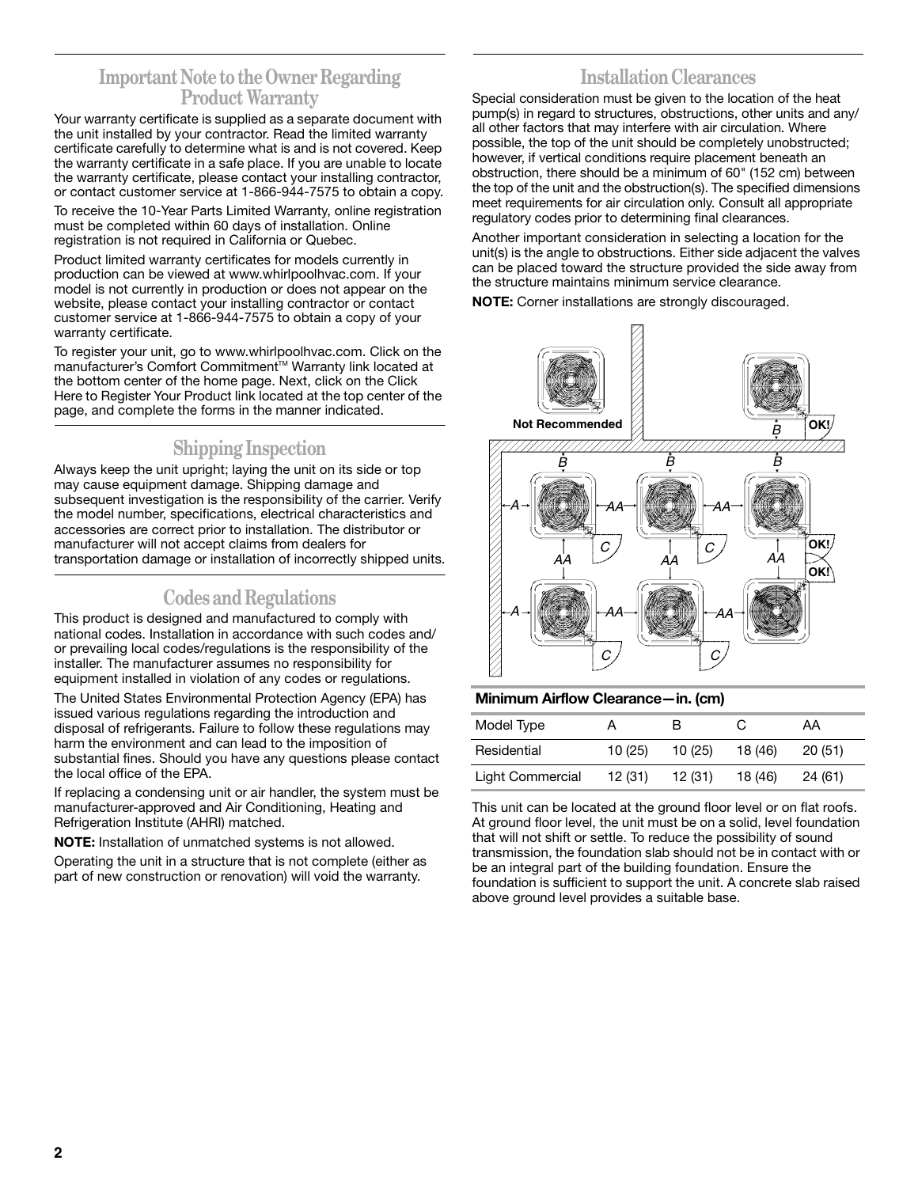## Important Note to the Owner Regarding Product Warranty

Your warranty certificate is supplied as a separate document with the unit installed by your contractor. Read the limited warranty certificate carefully to determine what is and is not covered. Keep the warranty certificate in a safe place. If you are unable to locate the warranty certificate, please contact your installing contractor, or contact customer service at 1-866-944-7575 to obtain a copy.

To receive the 10-Year Parts Limited Warranty, online registration must be completed within 60 days of installation. Online registration is not required in California or Quebec.

Product limited warranty certificates for models currently in production can be viewed at www.whirlpoolhvac.com. If your model is not currently in production or does not appear on the website, please contact your installing contractor or contact customer service at 1-866-944-7575 to obtain a copy of your warranty certificate.

To register your unit, go to www.whirlpoolhvac.com. Click on the manufacturer's Comfort Commitment™ Warranty link located at the bottom center of the home page. Next, click on the Click Here to Register Your Product link located at the top center of the page, and complete the forms in the manner indicated.

## Shipping Inspection

Always keep the unit upright; laying the unit on its side or top may cause equipment damage. Shipping damage and subsequent investigation is the responsibility of the carrier. Verify the model number, specifications, electrical characteristics and accessories are correct prior to installation. The distributor or manufacturer will not accept claims from dealers for transportation damage or installation of incorrectly shipped units.

## Codes and Regulations

This product is designed and manufactured to comply with national codes. Installation in accordance with such codes and/ or prevailing local codes/regulations is the responsibility of the installer. The manufacturer assumes no responsibility for equipment installed in violation of any codes or regulations.

The United States Environmental Protection Agency (EPA) has issued various regulations regarding the introduction and disposal of refrigerants. Failure to follow these regulations may harm the environment and can lead to the imposition of substantial fines. Should you have any questions please contact the local office of the EPA.

If replacing a condensing unit or air handler, the system must be manufacturer-approved and Air Conditioning, Heating and Refrigeration Institute (AHRI) matched.

**NOTE:** Installation of unmatched systems is not allowed.

Operating the unit in a structure that is not complete (either as part of new construction or renovation) will void the warranty.

## Installation Clearances

Special consideration must be given to the location of the heat pump(s) in regard to structures, obstructions, other units and any/ all other factors that may interfere with air circulation. Where possible, the top of the unit should be completely unobstructed; however, if vertical conditions require placement beneath an obstruction, there should be a minimum of 60" (152 cm) between the top of the unit and the obstruction(s). The specified dimensions meet requirements for air circulation only. Consult all appropriate regulatory codes prior to determining final clearances.

Another important consideration in selecting a location for the unit(s) is the angle to obstructions. Either side adjacent the valves can be placed toward the structure provided the side away from the structure maintains minimum service clearance.

**NOTE:** Corner installations are strongly discouraged.

**Minimum Airflow Clearance—in. (cm)**

| Model Type | A | B | C | AA |
|---|---|---|---|---|
| Residential | 10 (25) | 10 (25) | 18 (46) | 20 (51) |
| Light Commercial | 12 (31) | 12 (31) | 18 (46) | 24 (61) |

This unit can be located at the ground floor level or on flat roofs. At ground floor level, the unit must be on a solid, level foundation that will not shift or settle. To reduce the possibility of sound transmission, the foundation slab should not be in contact with or be an integral part of the building foundation. Ensure the foundation is sufficient to support the unit. A concrete slab raised above ground level provides a suitable base.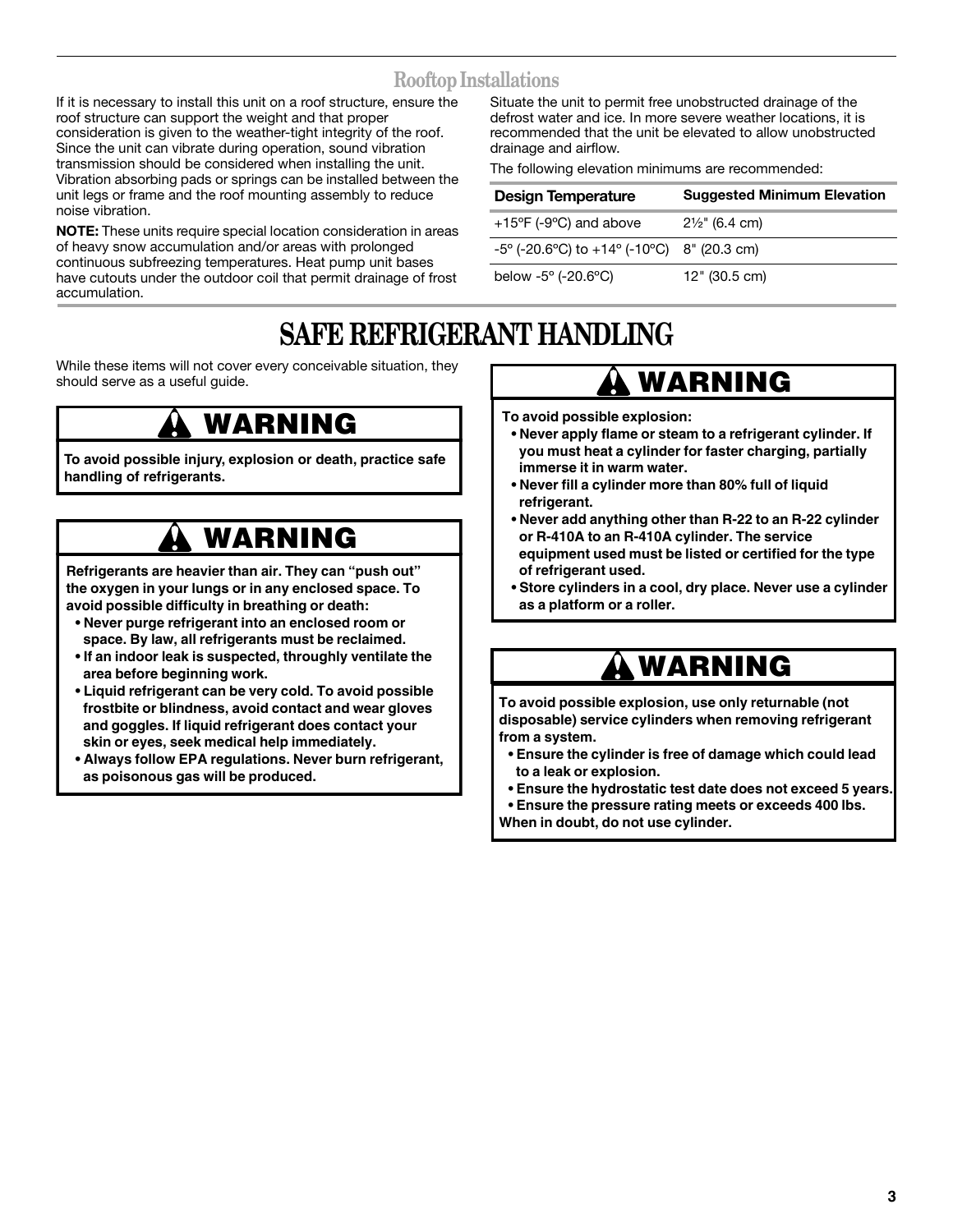## Rooftop Installations

If it is necessary to install this unit on a roof structure, ensure the roof structure can support the weight and that proper consideration is given to the weather-tight integrity of the roof. Since the unit can vibrate during operation, sound vibration transmission should be considered when installing the unit. Vibration absorbing pads or springs can be installed between the unit legs or frame and the roof mounting assembly to reduce noise vibration.

**NOTE:** These units require special location consideration in areas of heavy snow accumulation and/or areas with prolonged continuous subfreezing temperatures. Heat pump unit bases have cutouts under the outdoor coil that permit drainage of frost accumulation.

Situate the unit to permit free unobstructed drainage of the defrost water and ice. In more severe weather locations, it is recommended that the unit be elevated to allow unobstructed drainage and airflow.

The following elevation minimums are recommended:

| Design Temperature | Suggested Minimum Elevation |
|---|---|
| +15ºF (-9ºC) and above | 2½" (6.4 cm) |
| -5º (-20.6ºC) to +14º (-10ºC) | 8" (20.3 cm) |
| below -5º (-20.6ºC) | 12" (30.5 cm) |

# SAFE REFRIGERANT HANDLING

While these items will not cover every conceivable situation, they should serve as a useful guide.

### ⚠ WARNING

**To avoid possible injury, explosion or death, practice safe handling of refrigerants.**

### ⚠ WARNING

**Refrigerants are heavier than air. They can "push out" the oxygen in your lungs or in any enclosed space. To avoid possible difficulty in breathing or death:**

- **Never purge refrigerant into an enclosed room or space. By law, all refrigerants must be reclaimed.**
- **If an indoor leak is suspected, throughly ventilate the area before beginning work.**
- **Liquid refrigerant can be very cold. To avoid possible frostbite or blindness, avoid contact and wear gloves and goggles. If liquid refrigerant does contact your skin or eyes, seek medical help immediately.**
- **Always follow EPA regulations. Never burn refrigerant, as poisonous gas will be produced.**

### ⚠ WARNING

**To avoid possible explosion:**

- **Never apply flame or steam to a refrigerant cylinder. If you must heat a cylinder for faster charging, partially immerse it in warm water.**
- **Never fill a cylinder more than 80% full of liquid refrigerant.**
- **Never add anything other than R-22 to an R-22 cylinder or R-410A to an R-410A cylinder. The service equipment used must be listed or certified for the type of refrigerant used.**
- **Store cylinders in a cool, dry place. Never use a cylinder as a platform or a roller.**

### ⚠ WARNING

**To avoid possible explosion, use only returnable (not disposable) service cylinders when removing refrigerant from a system.**

- **Ensure the cylinder is free of damage which could lead to a leak or explosion.**
- **Ensure the hydrostatic test date does not exceed 5 years.**
- **Ensure the pressure rating meets or exceeds 400 lbs.**

**When in doubt, do not use cylinder.**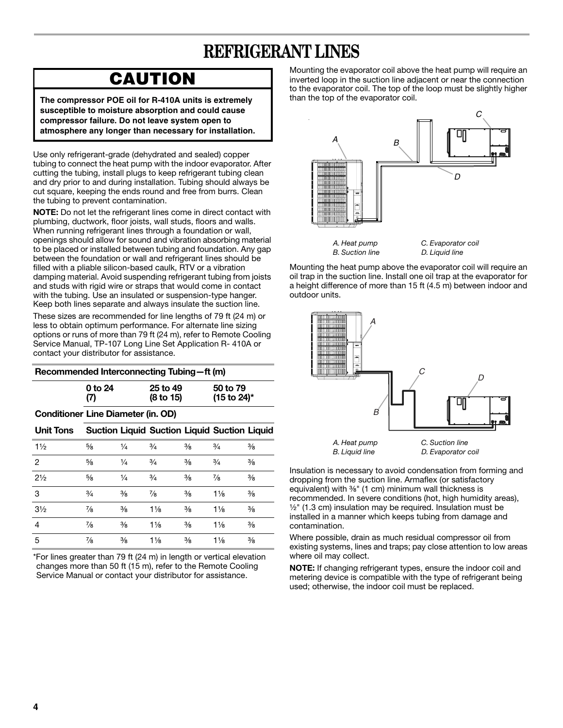# REFRIGERANT LINES

## CAUTION

**The compressor POE oil for R-410A units is extremely susceptible to moisture absorption and could cause compressor failure. Do not leave system open to atmosphere any longer than necessary for installation.**

Use only refrigerant-grade (dehydrated and sealed) copper tubing to connect the heat pump with the indoor evaporator. After cutting the tubing, install plugs to keep refrigerant tubing clean and dry prior to and during installation. Tubing should always be cut square, keeping the ends round and free from burrs. Clean the tubing to prevent contamination.

**NOTE:** Do not let the refrigerant lines come in direct contact with plumbing, ductwork, floor joists, wall studs, floors and walls. When running refrigerant lines through a foundation or wall, openings should allow for sound and vibration absorbing material to be placed or installed between tubing and foundation. Any gap between the foundation or wall and refrigerant lines should be filled with a pliable silicon-based caulk, RTV or a vibration damping material. Avoid suspending refrigerant tubing from joists and studs with rigid wire or straps that would come in contact with the tubing. Use an insulated or suspension-type hanger. Keep both lines separate and always insulate the suction line.

These sizes are recommended for line lengths of 79 ft (24 m) or less to obtain optimum performance. For alternate line sizing options or runs of more than 79 ft (24 m), refer to Remote Cooling Service Manual, TP-107 Long Line Set Application R- 410A or contact your distributor for assistance.

**Recommended Interconnecting Tubing—ft (m)**

| | 0 to 24 (7) | | 25 to 49 (8 to 15) | | 50 to 79 (15 to 24)* | |
|---|---|---|---|---|---|---|
| **Conditioner Line Diameter (in. OD)** | | | | | | |
| **Unit Tons** | **Suction** | **Liquid** | **Suction** | **Liquid** | **Suction** | **Liquid** |
| 1½ | ⅝ | ¼ | ¾ | ⅜ | ¾ | ⅜ |
| 2 | ⅝ | ¼ | ¾ | ⅜ | ¾ | ⅜ |
| 2½ | ⅝ | ¼ | ¾ | ⅜ | ⅞ | ⅜ |
| 3 | ¾ | ⅜ | ⅞ | ⅜ | 1⅛ | ⅜ |
| 3½ | ⅞ | ⅜ | 1⅛ | ⅜ | 1⅛ | ⅜ |
| 4 | ⅞ | ⅜ | 1⅛ | ⅜ | 1⅛ | ⅜ |
| 5 | ⅞ | ⅜ | 1⅛ | ⅜ | 1⅛ | ⅜ |

*For lines greater than 79 ft (24 m) in length or vertical elevation changes more than 50 ft (15 m), refer to the Remote Cooling Service Manual or contact your distributor for assistance.

Mounting the evaporator coil above the heat pump will require an inverted loop in the suction line adjacent or near the connection to the evaporator coil. The top of the loop must be slightly higher than the top of the evaporator coil.

*A. Heat pump*
*B. Suction line*
*C. Evaporator coil*
*D. Liquid line*

Mounting the heat pump above the evaporator coil will require an oil trap in the suction line. Install one oil trap at the evaporator for a height difference of more than 15 ft (4.5 m) between indoor and outdoor units.

*A. Heat pump*
*B. Liquid line*
*C. Suction line*
*D. Evaporator coil*

Insulation is necessary to avoid condensation from forming and dropping from the suction line. Armaflex (or satisfactory equivalent) with ⅜" (1 cm) minimum wall thickness is recommended. In severe conditions (hot, high humidity areas), ½" (1.3 cm) insulation may be required. Insulation must be installed in a manner which keeps tubing from damage and contamination.

Where possible, drain as much residual compressor oil from existing systems, lines and traps; pay close attention to low areas where oil may collect.

**NOTE:** If changing refrigerant types, ensure the indoor coil and metering device is compatible with the type of refrigerant being used; otherwise, the indoor coil must be replaced.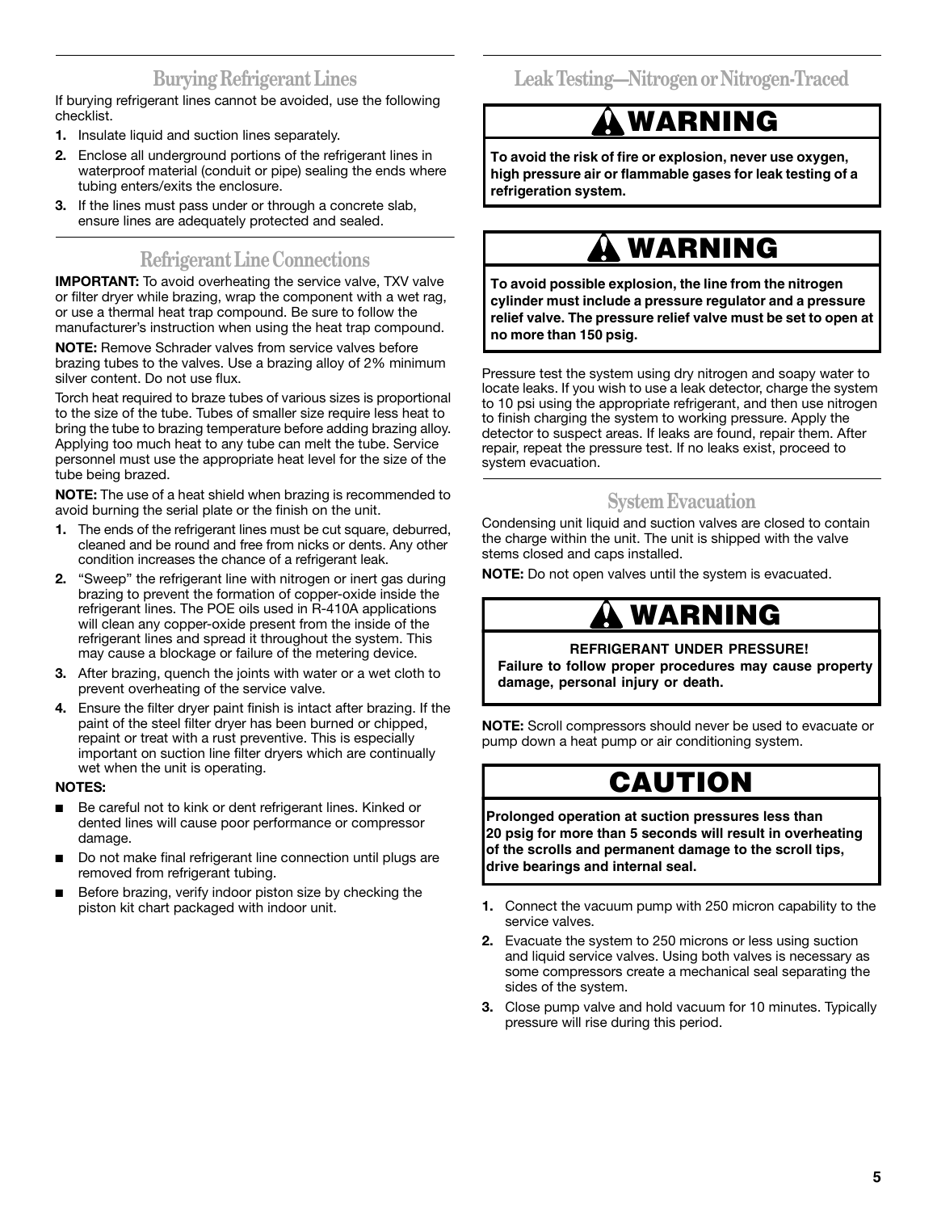## Burying Refrigerant Lines

If burying refrigerant lines cannot be avoided, use the following checklist.

1. Insulate liquid and suction lines separately.
2. Enclose all underground portions of the refrigerant lines in waterproof material (conduit or pipe) sealing the ends where tubing enters/exits the enclosure.
3. If the lines must pass under or through a concrete slab, ensure lines are adequately protected and sealed.

## Refrigerant Line Connections

**IMPORTANT:** To avoid overheating the service valve, TXV valve or filter dryer while brazing, wrap the component with a wet rag, or use a thermal heat trap compound. Be sure to follow the manufacturer's instruction when using the heat trap compound.

**NOTE:** Remove Schrader valves from service valves before brazing tubes to the valves. Use a brazing alloy of 2% minimum silver content. Do not use flux.

Torch heat required to braze tubes of various sizes is proportional to the size of the tube. Tubes of smaller size require less heat to bring the tube to brazing temperature before adding brazing alloy. Applying too much heat to any tube can melt the tube. Service personnel must use the appropriate heat level for the size of the tube being brazed.

**NOTE:** The use of a heat shield when brazing is recommended to avoid burning the serial plate or the finish on the unit.

1. The ends of the refrigerant lines must be cut square, deburred, cleaned and be round and free from nicks or dents. Any other condition increases the chance of a refrigerant leak.
2. "Sweep" the refrigerant line with nitrogen or inert gas during brazing to prevent the formation of copper-oxide inside the refrigerant lines. The POE oils used in R-410A applications will clean any copper-oxide present from the inside of the refrigerant lines and spread it throughout the system. This may cause a blockage or failure of the metering device.
3. After brazing, quench the joints with water or a wet cloth to prevent overheating of the service valve.
4. Ensure the filter dryer paint finish is intact after brazing. If the paint of the steel filter dryer has been burned or chipped, repaint or treat with a rust preventive. This is especially important on suction line filter dryers which are continually wet when the unit is operating.

**NOTES:**

- Be careful not to kink or dent refrigerant lines. Kinked or dented lines will cause poor performance or compressor damage.
- Do not make final refrigerant line connection until plugs are removed from refrigerant tubing.
- Before brazing, verify indoor piston size by checking the piston kit chart packaged with indoor unit.

## Leak Testing—Nitrogen or Nitrogen-Traced

**WARNING**

**To avoid the risk of fire or explosion, never use oxygen, high pressure air or flammable gases for leak testing of a refrigeration system.**

**WARNING**

**To avoid possible explosion, the line from the nitrogen cylinder must include a pressure regulator and a pressure relief valve. The pressure relief valve must be set to open at no more than 150 psig.**

Pressure test the system using dry nitrogen and soapy water to locate leaks. If you wish to use a leak detector, charge the system to 10 psi using the appropriate refrigerant, and then use nitrogen to finish charging the system to working pressure. Apply the detector to suspect areas. If leaks are found, repair them. After repair, repeat the pressure test. If no leaks exist, proceed to system evacuation.

## System Evacuation

Condensing unit liquid and suction valves are closed to contain the charge within the unit. The unit is shipped with the valve stems closed and caps installed.

**NOTE:** Do not open valves until the system is evacuated.

**WARNING**

**REFRIGERANT UNDER PRESSURE!**

**Failure to follow proper procedures may cause property damage, personal injury or death.**

**NOTE:** Scroll compressors should never be used to evacuate or pump down a heat pump or air conditioning system.

**CAUTION**

**Prolonged operation at suction pressures less than 20 psig for more than 5 seconds will result in overheating of the scrolls and permanent damage to the scroll tips, drive bearings and internal seal.**

1. Connect the vacuum pump with 250 micron capability to the service valves.
2. Evacuate the system to 250 microns or less using suction and liquid service valves. Using both valves is necessary as some compressors create a mechanical seal separating the sides of the system.
3. Close pump valve and hold vacuum for 10 minutes. Typically pressure will rise during this period.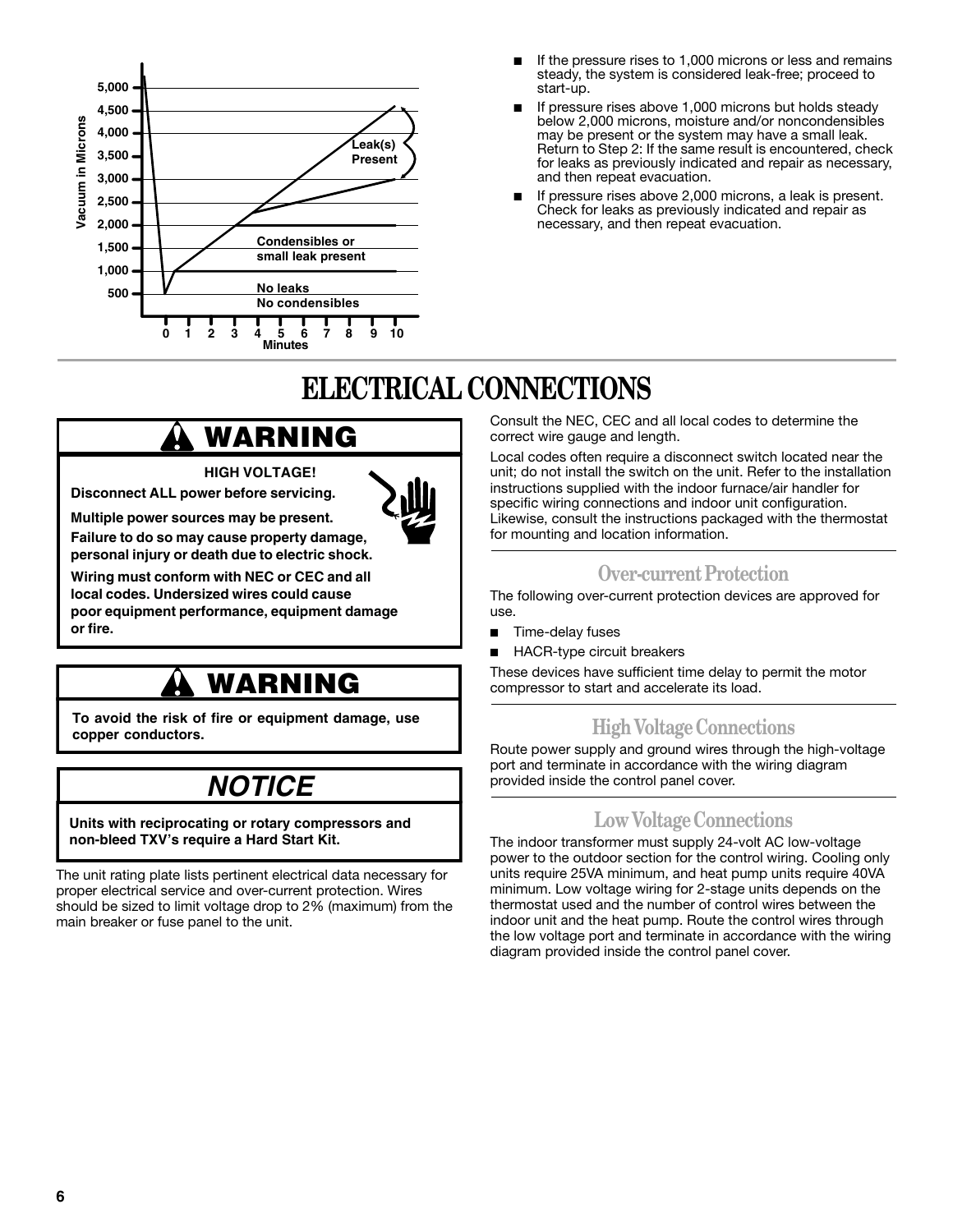- If the pressure rises to 1,000 microns or less and remains steady, the system is considered leak-free; proceed to start-up.
- If pressure rises above 1,000 microns but holds steady below 2,000 microns, moisture and/or noncondensibles may be present or the system may have a small leak. Return to Step 2: If the same result is encountered, check for leaks as previously indicated and repair as necessary, and then repeat evacuation.
- If pressure rises above 2,000 microns, a leak is present. Check for leaks as previously indicated and repair as necessary, and then repeat evacuation.

# ELECTRICAL CONNECTIONS

## ⚠ WARNING

**HIGH VOLTAGE!**

**Disconnect ALL power before servicing.**

**Multiple power sources may be present.**

**Failure to do so may cause property damage, personal injury or death due to electric shock.**

**Wiring must conform with NEC or CEC and all local codes. Undersized wires could cause poor equipment performance, equipment damage or fire.**

## ⚠ WARNING

**To avoid the risk of fire or equipment damage, use copper conductors.**

## *NOTICE*

**Units with reciprocating or rotary compressors and non-bleed TXV's require a Hard Start Kit.**

The unit rating plate lists pertinent electrical data necessary for proper electrical service and over-current protection. Wires should be sized to limit voltage drop to 2% (maximum) from the main breaker or fuse panel to the unit.

Consult the NEC, CEC and all local codes to determine the correct wire gauge and length.

Local codes often require a disconnect switch located near the unit; do not install the switch on the unit. Refer to the installation instructions supplied with the indoor furnace/air handler for specific wiring connections and indoor unit configuration. Likewise, consult the instructions packaged with the thermostat for mounting and location information.

### Over-current Protection

The following over-current protection devices are approved for use.

- Time-delay fuses
- HACR-type circuit breakers

These devices have sufficient time delay to permit the motor compressor to start and accelerate its load.

### High Voltage Connections

Route power supply and ground wires through the high-voltage port and terminate in accordance with the wiring diagram provided inside the control panel cover.

### Low Voltage Connections

The indoor transformer must supply 24-volt AC low-voltage power to the outdoor section for the control wiring. Cooling only units require 25VA minimum, and heat pump units require 40VA minimum. Low voltage wiring for 2-stage units depends on the thermostat used and the number of control wires between the indoor unit and the heat pump. Route the control wires through the low voltage port and terminate in accordance with the wiring diagram provided inside the control panel cover.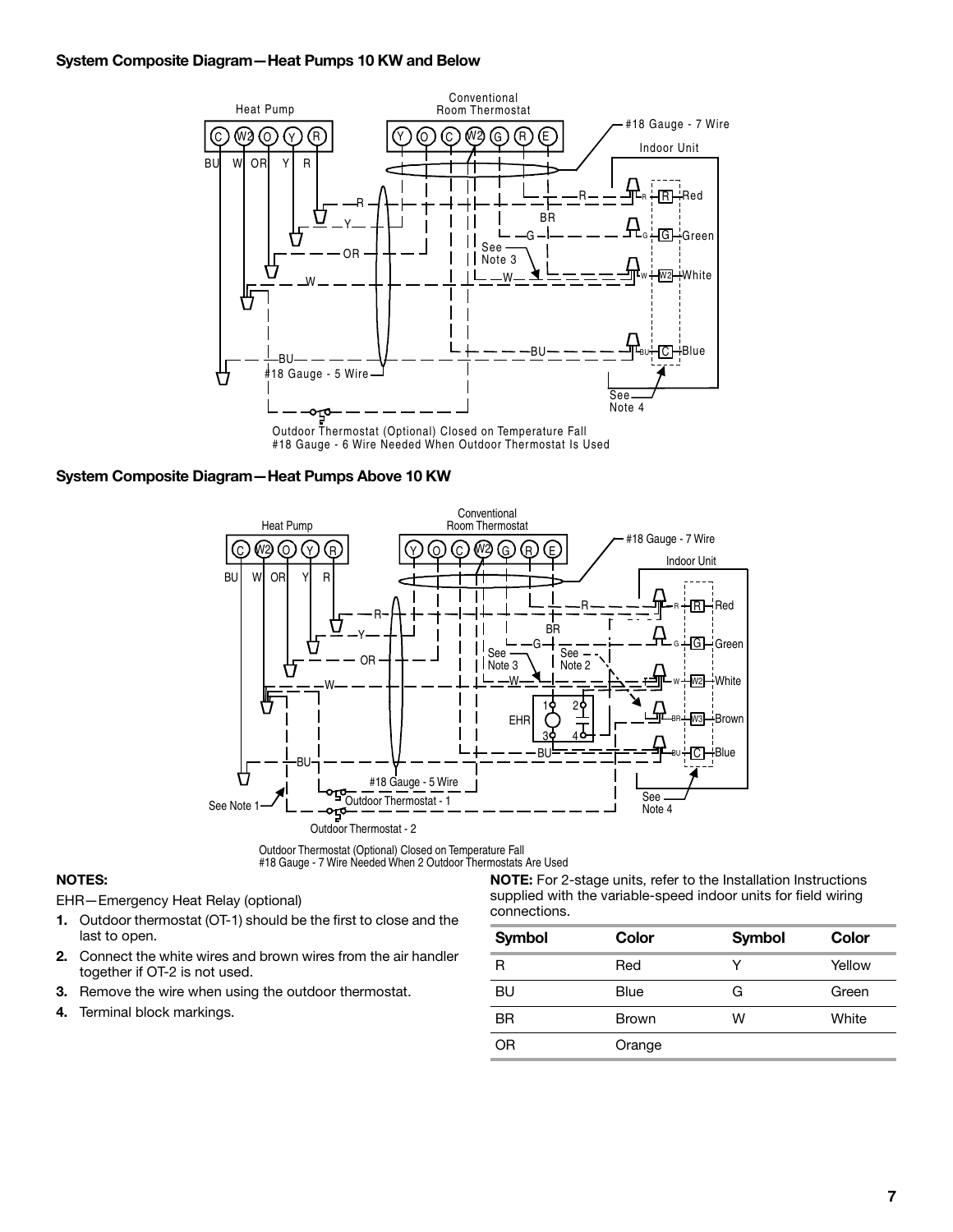### System Composite Diagram—Heat Pumps 10 KW and Below

Heat Pump

C W2 O Y R

BU W OR Y R

Conventional Room Thermostat

Y O C W2 G R E

#18 Gauge - 7 Wire

Indoor Unit

R Red

G Green

W2 White

C Blue

See Note 3

See Note 4

#18 Gauge - 5 Wire

Outdoor Thermostat (Optional) Closed on Temperature Fall
#18 Gauge - 6 Wire Needed When Outdoor Thermostat Is Used

### System Composite Diagram—Heat Pumps Above 10 KW

Heat Pump

C W2 O Y R

BU W OR Y R

Conventional Room Thermostat

Y O C W2 G R E

#18 Gauge - 7 Wire

Indoor Unit

R Red

G Green

W2 White

W3 Brown

C Blue

See Note 3

See Note 2

EHR

See Note 1

#18 Gauge - 5 Wire

Outdoor Thermostat - 1

Outdoor Thermostat - 2

See Note 4

Outdoor Thermostat (Optional) Closed on Temperature Fall
#18 Gauge - 7 Wire Needed When 2 Outdoor Thermostats Are Used

**NOTES:**

EHR—Emergency Heat Relay (optional)

1. Outdoor thermostat (OT-1) should be the first to close and the last to open.
2. Connect the white wires and brown wires from the air handler together if OT-2 is not used.
3. Remove the wire when using the outdoor thermostat.
4. Terminal block markings.

**NOTE:** For 2-stage units, refer to the Installation Instructions supplied with the variable-speed indoor units for field wiring connections.

| Symbol | Color | Symbol | Color |
|---|---|---|---|
| R | Red | Y | Yellow |
| BU | Blue | G | Green |
| BR | Brown | W | White |
| OR | Orange | | |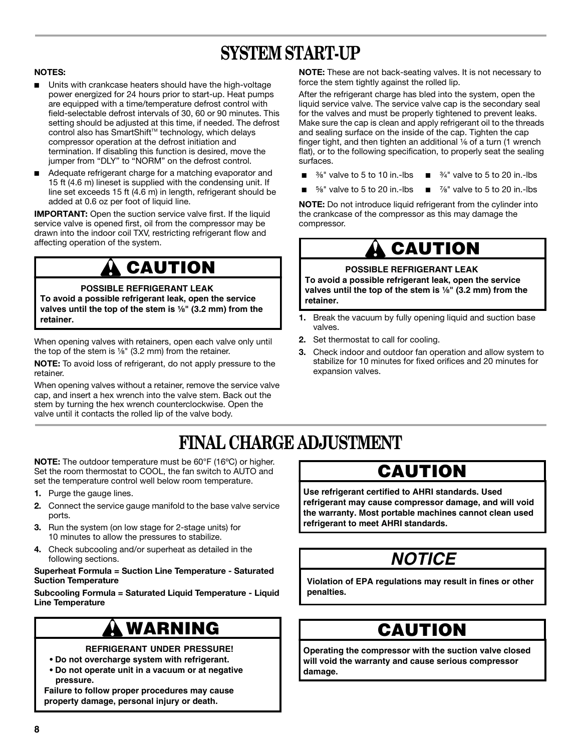# SYSTEM START-UP

**NOTES:**

- Units with crankcase heaters should have the high-voltage power energized for 24 hours prior to start-up. Heat pumps are equipped with a time/temperature defrost control with field-selectable defrost intervals of 30, 60 or 90 minutes. This setting should be adjusted at this time, if needed. The defrost control also has SmartShift™ technology, which delays compressor operation at the defrost initiation and termination. If disabling this function is desired, move the jumper from "DLY" to "NORM" on the defrost control.
- Adequate refrigerant charge for a matching evaporator and 15 ft (4.6 m) lineset is supplied with the condensing unit. If line set exceeds 15 ft (4.6 m) in length, refrigerant should be added at 0.6 oz per foot of liquid line.

**IMPORTANT:** Open the suction service valve first. If the liquid service valve is opened first, oil from the compressor may be drawn into the indoor coil TXV, restricting refrigerant flow and affecting operation of the system.

> **⚠ CAUTION**
>
> **POSSIBLE REFRIGERANT LEAK**
>
> **To avoid a possible refrigerant leak, open the service valves until the top of the stem is ⅛" (3.2 mm) from the retainer.**

When opening valves with retainers, open each valve only until the top of the stem is ⅛" (3.2 mm) from the retainer.

**NOTE:** To avoid loss of refrigerant, do not apply pressure to the retainer.

When opening valves without a retainer, remove the service valve cap, and insert a hex wrench into the valve stem. Back out the stem by turning the hex wrench counterclockwise. Open the valve until it contacts the rolled lip of the valve body.

**NOTE:** These are not back-seating valves. It is not necessary to force the stem tightly against the rolled lip.

After the refrigerant charge has bled into the system, open the liquid service valve. The service valve cap is the secondary seal for the valves and must be properly tightened to prevent leaks. Make sure the cap is clean and apply refrigerant oil to the threads and sealing surface on the inside of the cap. Tighten the cap finger tight, and then tighten an additional ⅙ of a turn (1 wrench flat), or to the following specification, to properly seat the sealing surfaces.

- ⅜" valve to 5 to 10 in.-lbs
- ¾" valve to 5 to 20 in.-lbs
- ⅝" valve to 5 to 20 in.-lbs
- ⅞" valve to 5 to 20 in.-lbs

**NOTE:** Do not introduce liquid refrigerant from the cylinder into the crankcase of the compressor as this may damage the compressor.

> **⚠ CAUTION**
>
> **POSSIBLE REFRIGERANT LEAK**
>
> **To avoid a possible refrigerant leak, open the service valves until the top of the stem is ⅛" (3.2 mm) from the retainer.**

1. Break the vacuum by fully opening liquid and suction base valves.
2. Set thermostat to call for cooling.
3. Check indoor and outdoor fan operation and allow system to stabilize for 10 minutes for fixed orifices and 20 minutes for expansion valves.

# FINAL CHARGE ADJUSTMENT

**NOTE:** The outdoor temperature must be 60°F (16ºC) or higher. Set the room thermostat to COOL, the fan switch to AUTO and set the temperature control well below room temperature.

1. Purge the gauge lines.
2. Connect the service gauge manifold to the base valve service ports.
3. Run the system (on low stage for 2-stage units) for 10 minutes to allow the pressures to stabilize.
4. Check subcooling and/or superheat as detailed in the following sections.

**Superheat Formula = Suction Line Temperature - Saturated Suction Temperature**

**Subcooling Formula = Saturated Liquid Temperature - Liquid Line Temperature**

> **⚠ WARNING**
>
> **REFRIGERANT UNDER PRESSURE!**
>
> - **Do not overcharge system with refrigerant.**
> - **Do not operate unit in a vacuum or at negative pressure.**
>
> **Failure to follow proper procedures may cause property damage, personal injury or death.**

> **CAUTION**
>
> **Use refrigerant certified to AHRI standards. Used refrigerant may cause compressor damage, and will void the warranty. Most portable machines cannot clean used refrigerant to meet AHRI standards.**

> ***NOTICE***
>
> **Violation of EPA regulations may result in fines or other penalties.**

> **CAUTION**
>
> **Operating the compressor with the suction valve closed will void the warranty and cause serious compressor damage.**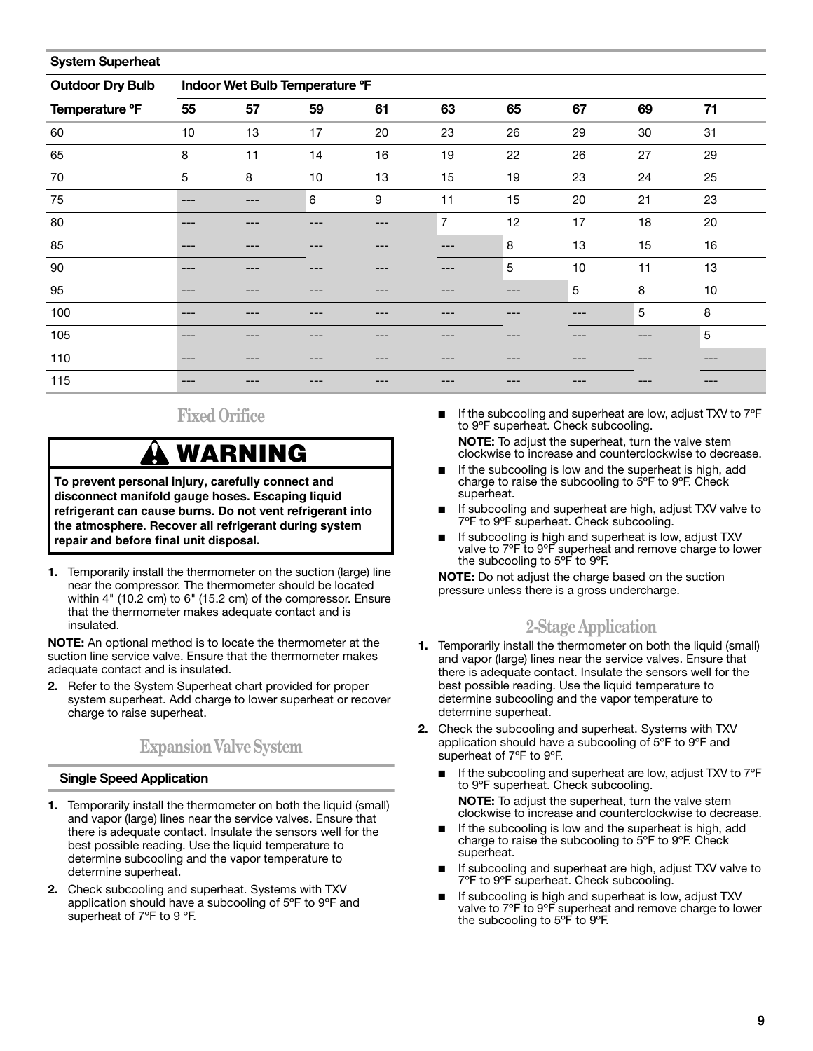| System Superheat | | | | | | | | | |
|---|---|---|---|---|---|---|---|---|---|
| Outdoor Dry Bulb | Indoor Wet Bulb Temperature ºF | | | | | | | | |
| Temperature ºF | 55 | 57 | 59 | 61 | 63 | 65 | 67 | 69 | 71 |
| 60 | 10 | 13 | 17 | 20 | 23 | 26 | 29 | 30 | 31 |
| 65 | 8 | 11 | 14 | 16 | 19 | 22 | 26 | 27 | 29 |
| 70 | 5 | 8 | 10 | 13 | 15 | 19 | 23 | 24 | 25 |
| 75 | --- | --- | 6 | 9 | 11 | 15 | 20 | 21 | 23 |
| 80 | --- | --- | --- | --- | 7 | 12 | 17 | 18 | 20 |
| 85 | --- | --- | --- | --- | --- | 8 | 13 | 15 | 16 |
| 90 | --- | --- | --- | --- | --- | 5 | 10 | 11 | 13 |
| 95 | --- | --- | --- | --- | --- | --- | 5 | 8 | 10 |
| 100 | --- | --- | --- | --- | --- | --- | --- | 5 | 8 |
| 105 | --- | --- | --- | --- | --- | --- | --- | --- | 5 |
| 110 | --- | --- | --- | --- | --- | --- | --- | --- | --- |
| 115 | --- | --- | --- | --- | --- | --- | --- | --- | --- |

## Fixed Orifice

**⚠ WARNING**

**To prevent personal injury, carefully connect and disconnect manifold gauge hoses. Escaping liquid refrigerant can cause burns. Do not vent refrigerant into the atmosphere. Recover all refrigerant during system repair and before final unit disposal.**

1. Temporarily install the thermometer on the suction (large) line near the compressor. The thermometer should be located within 4" (10.2 cm) to 6" (15.2 cm) of the compressor. Ensure that the thermometer makes adequate contact and is insulated.

**NOTE:** An optional method is to locate the thermometer at the suction line service valve. Ensure that the thermometer makes adequate contact and is insulated.

2. Refer to the System Superheat chart provided for proper system superheat. Add charge to lower superheat or recover charge to raise superheat.

## Expansion Valve System

### Single Speed Application

1. Temporarily install the thermometer on both the liquid (small) and vapor (large) lines near the service valves. Ensure that there is adequate contact. Insulate the sensors well for the best possible reading. Use the liquid temperature to determine subcooling and the vapor temperature to determine superheat.
2. Check subcooling and superheat. Systems with TXV application should have a subcooling of 5ºF to 9ºF and superheat of 7ºF to 9 ºF.
   - If the subcooling and superheat are low, adjust TXV to 7ºF to 9ºF superheat. Check subcooling.

     **NOTE:** To adjust the superheat, turn the valve stem clockwise to increase and counterclockwise to decrease.
   - If the subcooling is low and the superheat is high, add charge to raise the subcooling to 5ºF to 9ºF. Check superheat.
   - If subcooling and superheat are high, adjust TXV valve to 7ºF to 9ºF superheat. Check subcooling.
   - If subcooling is high and superheat is low, adjust TXV valve to 7ºF to 9ºF superheat and remove charge to lower the subcooling to 5ºF to 9ºF.

**NOTE:** Do not adjust the charge based on the suction pressure unless there is a gross undercharge.

## 2-Stage Application

1. Temporarily install the thermometer on both the liquid (small) and vapor (large) lines near the service valves. Ensure that there is adequate contact. Insulate the sensors well for the best possible reading. Use the liquid temperature to determine subcooling and the vapor temperature to determine superheat.
2. Check the subcooling and superheat. Systems with TXV application should have a subcooling of 5ºF to 9ºF and superheat of 7ºF to 9ºF.
   - If the subcooling and superheat are low, adjust TXV to 7ºF to 9ºF superheat. Check subcooling.

     **NOTE:** To adjust the superheat, turn the valve stem clockwise to increase and counterclockwise to decrease.
   - If the subcooling is low and the superheat is high, add charge to raise the subcooling to 5ºF to 9ºF. Check superheat.
   - If subcooling and superheat are high, adjust TXV valve to 7ºF to 9ºF superheat. Check subcooling.
   - If subcooling is high and superheat is low, adjust TXV valve to 7ºF to 9ºF superheat and remove charge to lower the subcooling to 5ºF to 9ºF.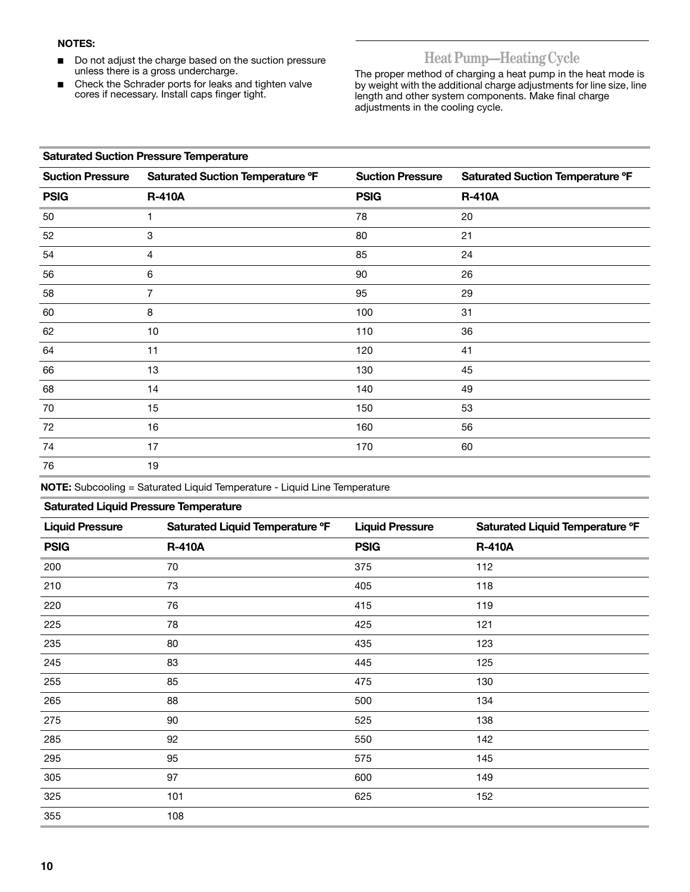**NOTES:**

- Do not adjust the charge based on the suction pressure unless there is a gross undercharge.
- Check the Schrader ports for leaks and tighten valve cores if necessary. Install caps finger tight.

## Heat Pump—Heating Cycle

The proper method of charging a heat pump in the heat mode is by weight with the additional charge adjustments for line size, line length and other system components. Make final charge adjustments in the cooling cycle.

**Saturated Suction Pressure Temperature**

| Suction Pressure | Saturated Suction Temperature ºF | Suction Pressure | Saturated Suction Temperature ºF |
|---|---|---|---|
| **PSIG** | **R-410A** | **PSIG** | **R-410A** |
| 50 | 1 | 78 | 20 |
| 52 | 3 | 80 | 21 |
| 54 | 4 | 85 | 24 |
| 56 | 6 | 90 | 26 |
| 58 | 7 | 95 | 29 |
| 60 | 8 | 100 | 31 |
| 62 | 10 | 110 | 36 |
| 64 | 11 | 120 | 41 |
| 66 | 13 | 130 | 45 |
| 68 | 14 | 140 | 49 |
| 70 | 15 | 150 | 53 |
| 72 | 16 | 160 | 56 |
| 74 | 17 | 170 | 60 |
| 76 | 19 | | |

**NOTE:** Subcooling = Saturated Liquid Temperature - Liquid Line Temperature

**Saturated Liquid Pressure Temperature**

| Liquid Pressure | Saturated Liquid Temperature ºF | Liquid Pressure | Saturated Liquid Temperature ºF |
|---|---|---|---|
| **PSIG** | **R-410A** | **PSIG** | **R-410A** |
| 200 | 70 | 375 | 112 |
| 210 | 73 | 405 | 118 |
| 220 | 76 | 415 | 119 |
| 225 | 78 | 425 | 121 |
| 235 | 80 | 435 | 123 |
| 245 | 83 | 445 | 125 |
| 255 | 85 | 475 | 130 |
| 265 | 88 | 500 | 134 |
| 275 | 90 | 525 | 138 |
| 285 | 92 | 550 | 142 |
| 295 | 95 | 575 | 145 |
| 305 | 97 | 600 | 149 |
| 325 | 101 | 625 | 152 |
| 355 | 108 | | |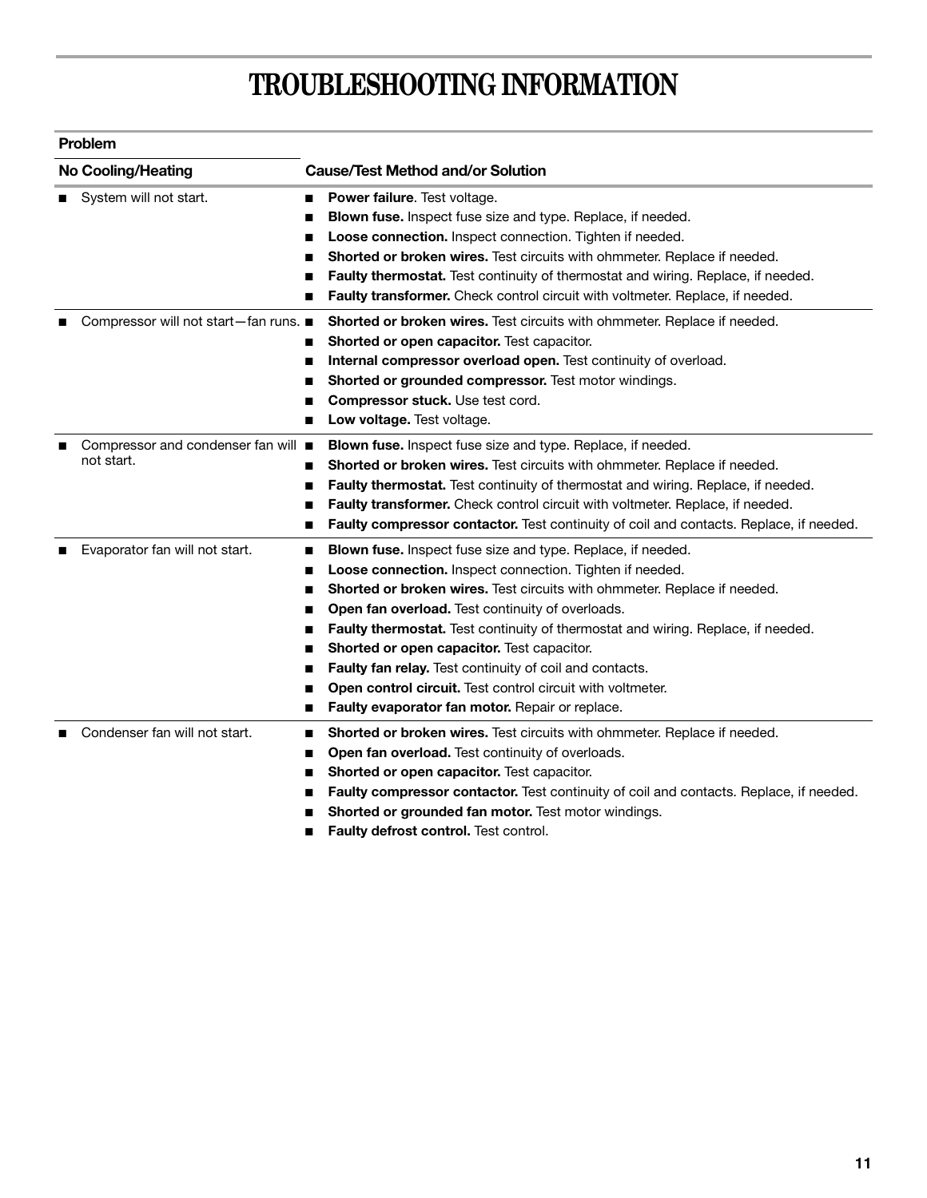# TROUBLESHOOTING INFORMATION

| Problem | |
|---|---|
| **No Cooling/Heating** | **Cause/Test Method and/or Solution** |
| ■ System will not start. | ■ **Power failure**. Test voltage.<br>■ **Blown fuse.** Inspect fuse size and type. Replace, if needed.<br>■ **Loose connection.** Inspect connection. Tighten if needed.<br>■ **Shorted or broken wires.** Test circuits with ohmmeter. Replace if needed.<br>■ **Faulty thermostat.** Test continuity of thermostat and wiring. Replace, if needed.<br>■ **Faulty transformer.** Check control circuit with voltmeter. Replace, if needed. |
| ■ Compressor will not start—fan runs. | ■ **Shorted or broken wires.** Test circuits with ohmmeter. Replace if needed.<br>■ **Shorted or open capacitor.** Test capacitor.<br>■ **Internal compressor overload open.** Test continuity of overload.<br>■ **Shorted or grounded compressor.** Test motor windings.<br>■ **Compressor stuck.** Use test cord.<br>■ **Low voltage.** Test voltage. |
| ■ Compressor and condenser fan will not start. | ■ **Blown fuse.** Inspect fuse size and type. Replace, if needed.<br>■ **Shorted or broken wires.** Test circuits with ohmmeter. Replace if needed.<br>■ **Faulty thermostat.** Test continuity of thermostat and wiring. Replace, if needed.<br>■ **Faulty transformer.** Check control circuit with voltmeter. Replace, if needed.<br>■ **Faulty compressor contactor.** Test continuity of coil and contacts. Replace, if needed. |
| ■ Evaporator fan will not start. | ■ **Blown fuse.** Inspect fuse size and type. Replace, if needed.<br>■ **Loose connection.** Inspect connection. Tighten if needed.<br>■ **Shorted or broken wires.** Test circuits with ohmmeter. Replace if needed.<br>■ **Open fan overload.** Test continuity of overloads.<br>■ **Faulty thermostat.** Test continuity of thermostat and wiring. Replace, if needed.<br>■ **Shorted or open capacitor.** Test capacitor.<br>■ **Faulty fan relay.** Test continuity of coil and contacts.<br>■ **Open control circuit.** Test control circuit with voltmeter.<br>■ **Faulty evaporator fan motor.** Repair or replace. |
| ■ Condenser fan will not start. | ■ **Shorted or broken wires.** Test circuits with ohmmeter. Replace if needed.<br>■ **Open fan overload.** Test continuity of overloads.<br>■ **Shorted or open capacitor.** Test capacitor.<br>■ **Faulty compressor contactor.** Test continuity of coil and contacts. Replace, if needed.<br>■ **Shorted or grounded fan motor.** Test motor windings.<br>■ **Faulty defrost control.** Test control. |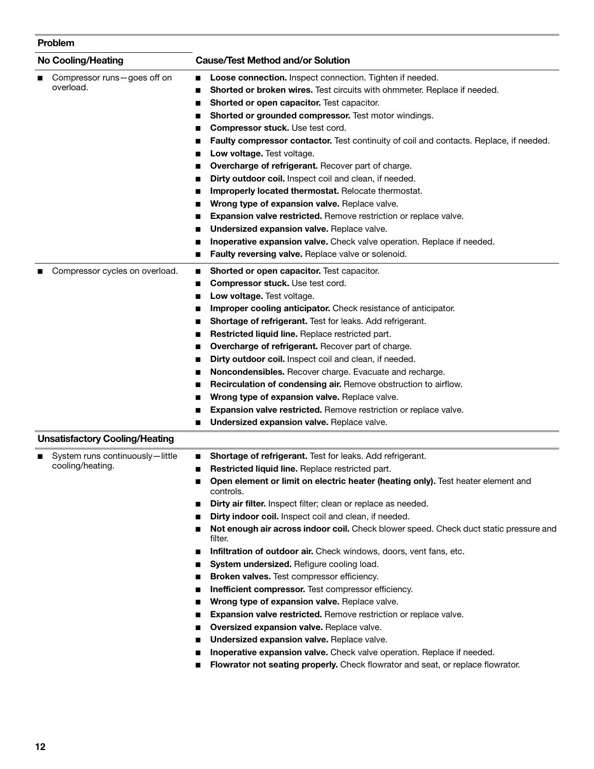| Problem | |
|---|---|
| **No Cooling/Heating** | **Cause/Test Method and/or Solution** |
| ■ Compressor runs—goes off on overload. | ■ **Loose connection.** Inspect connection. Tighten if needed.<br>■ **Shorted or broken wires.** Test circuits with ohmmeter. Replace if needed.<br>■ **Shorted or open capacitor.** Test capacitor.<br>■ **Shorted or grounded compressor.** Test motor windings.<br>■ **Compressor stuck.** Use test cord.<br>■ **Faulty compressor contactor.** Test continuity of coil and contacts. Replace, if needed.<br>■ **Low voltage.** Test voltage.<br>■ **Overcharge of refrigerant.** Recover part of charge.<br>■ **Dirty outdoor coil.** Inspect coil and clean, if needed.<br>■ **Improperly located thermostat.** Relocate thermostat.<br>■ **Wrong type of expansion valve.** Replace valve.<br>■ **Expansion valve restricted.** Remove restriction or replace valve.<br>■ **Undersized expansion valve.** Replace valve.<br>■ **Inoperative expansion valve.** Check valve operation. Replace if needed.<br>■ **Faulty reversing valve.** Replace valve or solenoid. |
| ■ Compressor cycles on overload. | ■ **Shorted or open capacitor.** Test capacitor.<br>■ **Compressor stuck.** Use test cord.<br>■ **Low voltage.** Test voltage.<br>■ **Improper cooling anticipator.** Check resistance of anticipator.<br>■ **Shortage of refrigerant.** Test for leaks. Add refrigerant.<br>■ **Restricted liquid line.** Replace restricted part.<br>■ **Overcharge of refrigerant.** Recover part of charge.<br>■ **Dirty outdoor coil.** Inspect coil and clean, if needed.<br>■ **Noncondensibles.** Recover charge. Evacuate and recharge.<br>■ **Recirculation of condensing air.** Remove obstruction to airflow.<br>■ **Wrong type of expansion valve.** Replace valve.<br>■ **Expansion valve restricted.** Remove restriction or replace valve.<br>■ **Undersized expansion valve.** Replace valve. |
| **Unsatisfactory Cooling/Heating** | |
| ■ System runs continuously—little cooling/heating. | ■ **Shortage of refrigerant.** Test for leaks. Add refrigerant.<br>■ **Restricted liquid line.** Replace restricted part.<br>■ **Open element or limit on electric heater (heating only).** Test heater element and controls.<br>■ **Dirty air filter.** Inspect filter; clean or replace as needed.<br>■ **Dirty indoor coil.** Inspect coil and clean, if needed.<br>■ **Not enough air across indoor coil.** Check blower speed. Check duct static pressure and filter.<br>■ **Infiltration of outdoor air.** Check windows, doors, vent fans, etc.<br>■ **System undersized.** Refigure cooling load.<br>■ **Broken valves.** Test compressor efficiency.<br>■ **Inefficient compressor.** Test compressor efficiency.<br>■ **Wrong type of expansion valve.** Replace valve.<br>■ **Expansion valve restricted.** Remove restriction or replace valve.<br>■ **Oversized expansion valve.** Replace valve.<br>■ **Undersized expansion valve.** Replace valve.<br>■ **Inoperative expansion valve.** Check valve operation. Replace if needed.<br>■ **Flowrator not seating properly.** Check flowrator and seat, or replace flowrator. |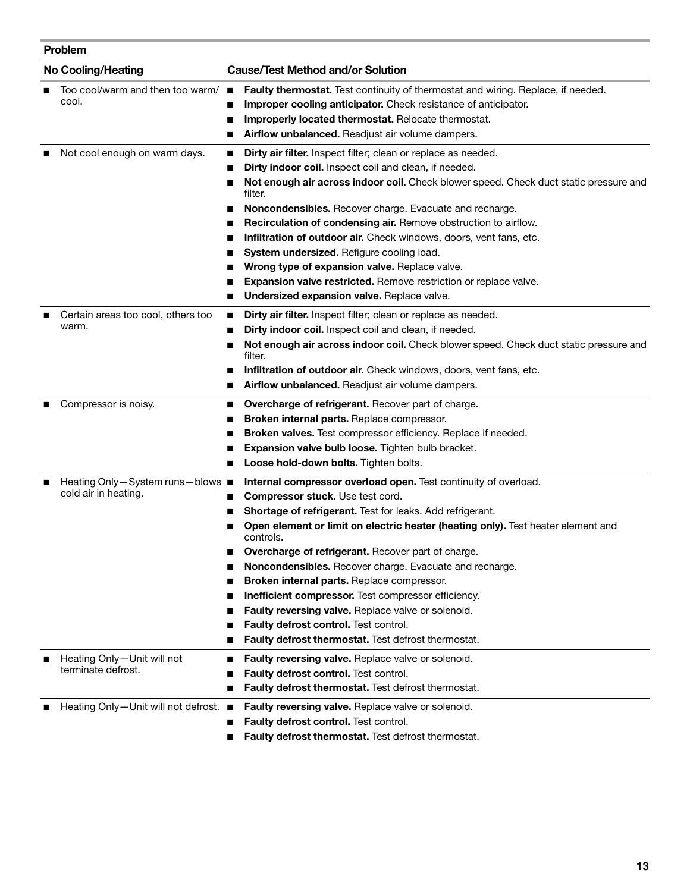| Problem | |
|---|---|
| **No Cooling/Heating** | **Cause/Test Method and/or Solution** |
| ■ Too cool/warm and then too warm/cool. | ■ **Faulty thermostat.** Test continuity of thermostat and wiring. Replace, if needed.<br>■ **Improper cooling anticipator.** Check resistance of anticipator.<br>■ **Improperly located thermostat.** Relocate thermostat.<br>■ **Airflow unbalanced.** Readjust air volume dampers. |
| ■ Not cool enough on warm days. | ■ **Dirty air filter.** Inspect filter; clean or replace as needed.<br>■ **Dirty indoor coil.** Inspect coil and clean, if needed.<br>■ **Not enough air across indoor coil.** Check blower speed. Check duct static pressure and filter.<br>■ **Noncondensibles.** Recover charge. Evacuate and recharge.<br>■ **Recirculation of condensing air.** Remove obstruction to airflow.<br>■ **Infiltration of outdoor air.** Check windows, doors, vent fans, etc.<br>■ **System undersized.** Refigure cooling load.<br>■ **Wrong type of expansion valve.** Replace valve.<br>■ **Expansion valve restricted.** Remove restriction or replace valve.<br>■ **Undersized expansion valve.** Replace valve. |
| ■ Certain areas too cool, others too warm. | ■ **Dirty air filter.** Inspect filter; clean or replace as needed.<br>■ **Dirty indoor coil.** Inspect coil and clean, if needed.<br>■ **Not enough air across indoor coil.** Check blower speed. Check duct static pressure and filter.<br>■ **Infiltration of outdoor air.** Check windows, doors, vent fans, etc.<br>■ **Airflow unbalanced.** Readjust air volume dampers. |
| ■ Compressor is noisy. | ■ **Overcharge of refrigerant.** Recover part of charge.<br>■ **Broken internal parts.** Replace compressor.<br>■ **Broken valves.** Test compressor efficiency. Replace if needed.<br>■ **Expansion valve bulb loose.** Tighten bulb bracket.<br>■ **Loose hold-down bolts.** Tighten bolts. |
| ■ Heating Only—System runs—blows cold air in heating. | ■ **Internal compressor overload open.** Test continuity of overload.<br>■ **Compressor stuck.** Use test cord.<br>■ **Shortage of refrigerant.** Test for leaks. Add refrigerant.<br>■ **Open element or limit on electric heater (heating only).** Test heater element and controls.<br>■ **Overcharge of refrigerant.** Recover part of charge.<br>■ **Noncondensibles.** Recover charge. Evacuate and recharge.<br>■ **Broken internal parts.** Replace compressor.<br>■ **Inefficient compressor.** Test compressor efficiency.<br>■ **Faulty reversing valve.** Replace valve or solenoid.<br>■ **Faulty defrost control.** Test control.<br>■ **Faulty defrost thermostat.** Test defrost thermostat. |
| ■ Heating Only—Unit will not terminate defrost. | ■ **Faulty reversing valve.** Replace valve or solenoid.<br>■ **Faulty defrost control.** Test control.<br>■ **Faulty defrost thermostat.** Test defrost thermostat. |
| ■ Heating Only—Unit will not defrost. | ■ **Faulty reversing valve.** Replace valve or solenoid.<br>■ **Faulty defrost control.** Test control.<br>■ **Faulty defrost thermostat.** Test defrost thermostat. |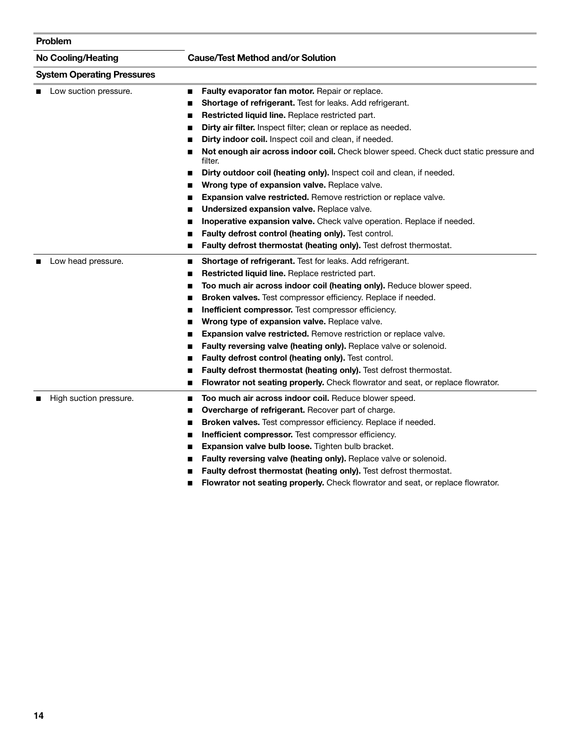| Problem | |
|---|---|
| **No Cooling/Heating** | **Cause/Test Method and/or Solution** |
| **System Operating Pressures** | |
| ■ Low suction pressure. | ■ **Faulty evaporator fan motor.** Repair or replace.<br>■ **Shortage of refrigerant.** Test for leaks. Add refrigerant.<br>■ **Restricted liquid line.** Replace restricted part.<br>■ **Dirty air filter.** Inspect filter; clean or replace as needed.<br>■ **Dirty indoor coil.** Inspect coil and clean, if needed.<br>■ **Not enough air across indoor coil.** Check blower speed. Check duct static pressure and filter.<br>■ **Dirty outdoor coil (heating only).** Inspect coil and clean, if needed.<br>■ **Wrong type of expansion valve.** Replace valve.<br>■ **Expansion valve restricted.** Remove restriction or replace valve.<br>■ **Undersized expansion valve.** Replace valve.<br>■ **Inoperative expansion valve.** Check valve operation. Replace if needed.<br>■ **Faulty defrost control (heating only).** Test control.<br>■ **Faulty defrost thermostat (heating only).** Test defrost thermostat. |
| ■ Low head pressure. | ■ **Shortage of refrigerant.** Test for leaks. Add refrigerant.<br>■ **Restricted liquid line.** Replace restricted part.<br>■ **Too much air across indoor coil (heating only).** Reduce blower speed.<br>■ **Broken valves.** Test compressor efficiency. Replace if needed.<br>■ **Inefficient compressor.** Test compressor efficiency.<br>■ **Wrong type of expansion valve.** Replace valve.<br>■ **Expansion valve restricted.** Remove restriction or replace valve.<br>■ **Faulty reversing valve (heating only).** Replace valve or solenoid.<br>■ **Faulty defrost control (heating only).** Test control.<br>■ **Faulty defrost thermostat (heating only).** Test defrost thermostat.<br>■ **Flowrator not seating properly.** Check flowrator and seat, or replace flowrator. |
| ■ High suction pressure. | ■ **Too much air across indoor coil.** Reduce blower speed.<br>■ **Overcharge of refrigerant.** Recover part of charge.<br>■ **Broken valves.** Test compressor efficiency. Replace if needed.<br>■ **Inefficient compressor.** Test compressor efficiency.<br>■ **Expansion valve bulb loose.** Tighten bulb bracket.<br>■ **Faulty reversing valve (heating only).** Replace valve or solenoid.<br>■ **Faulty defrost thermostat (heating only).** Test defrost thermostat.<br>■ **Flowrator not seating properly.** Check flowrator and seat, or replace flowrator. |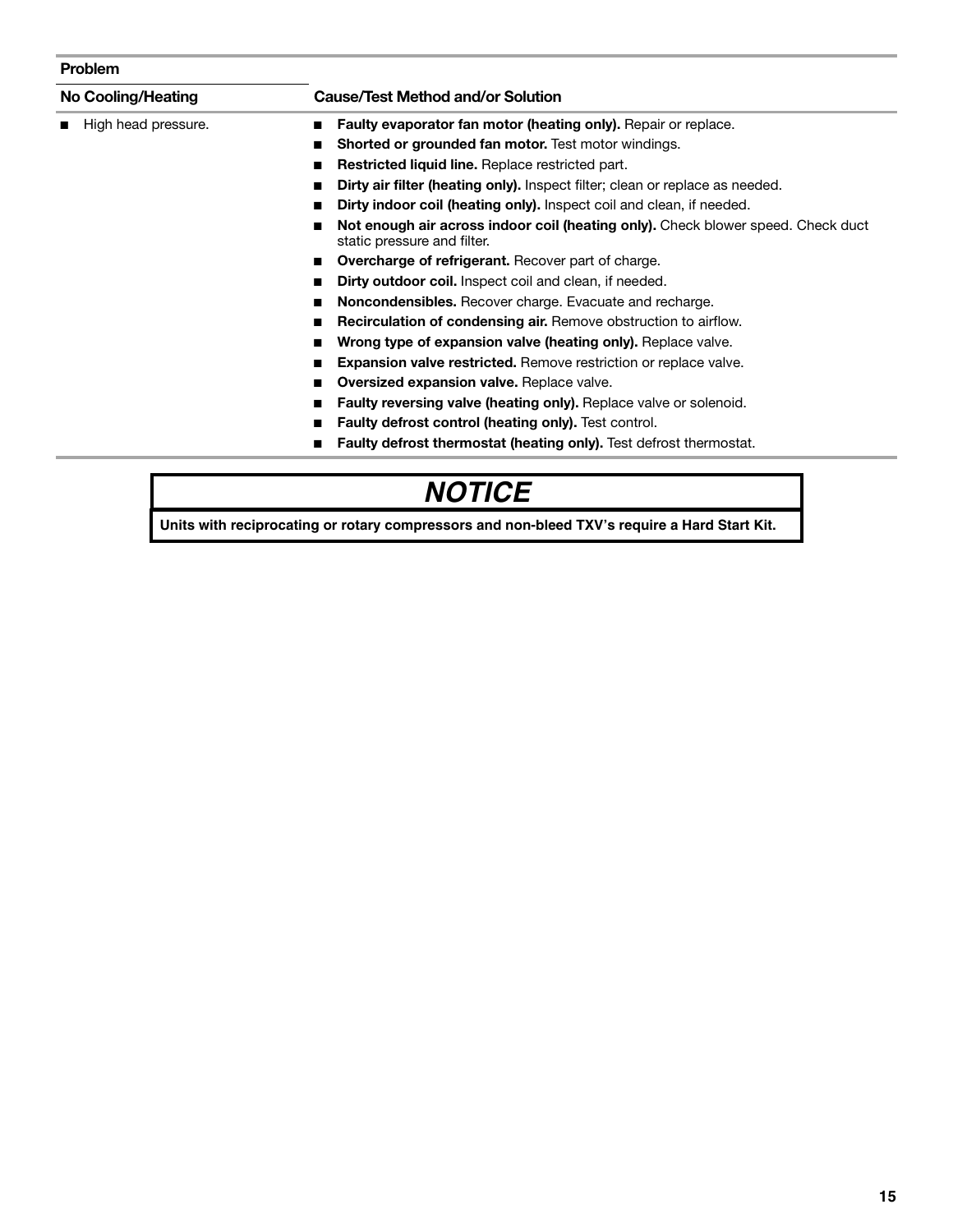| Problem | |
|---|---|
| **No Cooling/Heating** | **Cause/Test Method and/or Solution** |
| ■ High head pressure. | ■ **Faulty evaporator fan motor (heating only).** Repair or replace.<br>■ **Shorted or grounded fan motor.** Test motor windings.<br>■ **Restricted liquid line.** Replace restricted part.<br>■ **Dirty air filter (heating only).** Inspect filter; clean or replace as needed.<br>■ **Dirty indoor coil (heating only).** Inspect coil and clean, if needed.<br>■ **Not enough air across indoor coil (heating only).** Check blower speed. Check duct static pressure and filter.<br>■ **Overcharge of refrigerant.** Recover part of charge.<br>■ **Dirty outdoor coil.** Inspect coil and clean, if needed.<br>■ **Noncondensibles.** Recover charge. Evacuate and recharge.<br>■ **Recirculation of condensing air.** Remove obstruction to airflow.<br>■ **Wrong type of expansion valve (heating only).** Replace valve.<br>■ **Expansion valve restricted.** Remove restriction or replace valve.<br>■ **Oversized expansion valve.** Replace valve.<br>■ **Faulty reversing valve (heating only).** Replace valve or solenoid.<br>■ **Faulty defrost control (heating only).** Test control.<br>■ **Faulty defrost thermostat (heating only).** Test defrost thermostat. |

## *NOTICE*

**Units with reciprocating or rotary compressors and non-bleed TXV's require a Hard Start Kit.**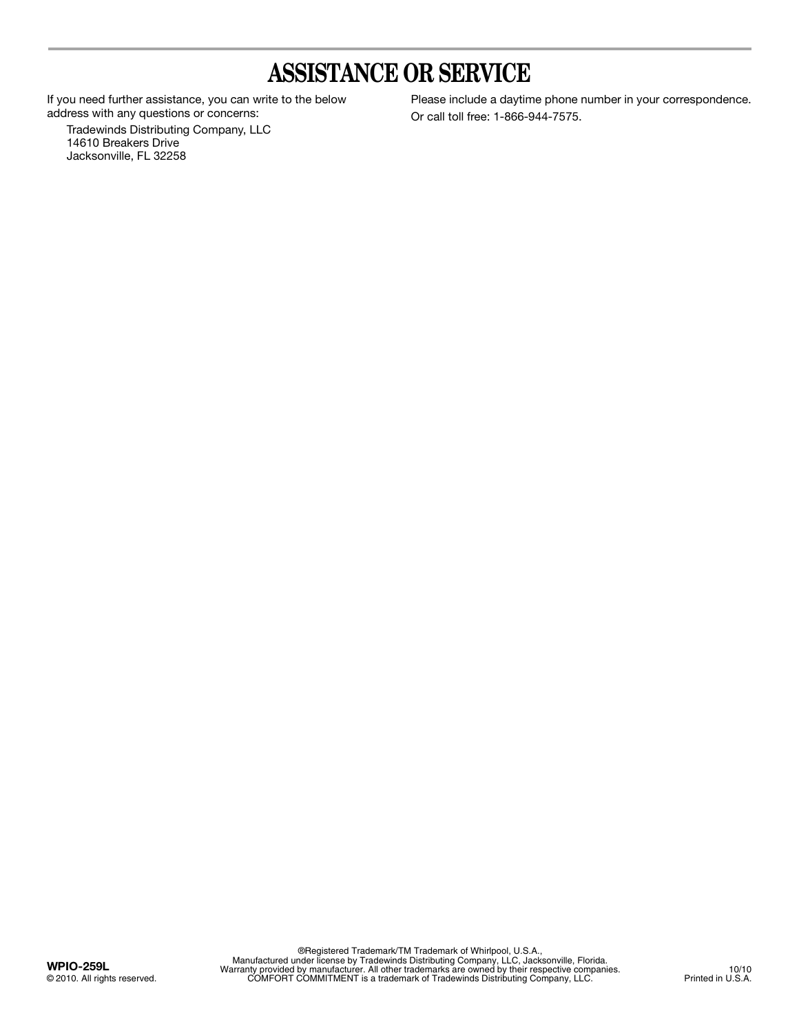# ASSISTANCE OR SERVICE

If you need further assistance, you can write to the below address with any questions or concerns:

Tradewinds Distributing Company, LLC
14610 Breakers Drive
Jacksonville, FL 32258

Please include a daytime phone number in your correspondence.

Or call toll free: 1-866-944-7575.

**WPIO-259L**
© 2010. All rights reserved.

®Registered Trademark/TM Trademark of Whirlpool, U.S.A.,
Manufactured under license by Tradewinds Distributing Company, LLC, Jacksonville, Florida.
Warranty provided by manufacturer. All other trademarks are owned by their respective companies.
COMFORT COMMITMENT is a trademark of Tradewinds Distributing Company, LLC.

10/10
Printed in U.S.A.